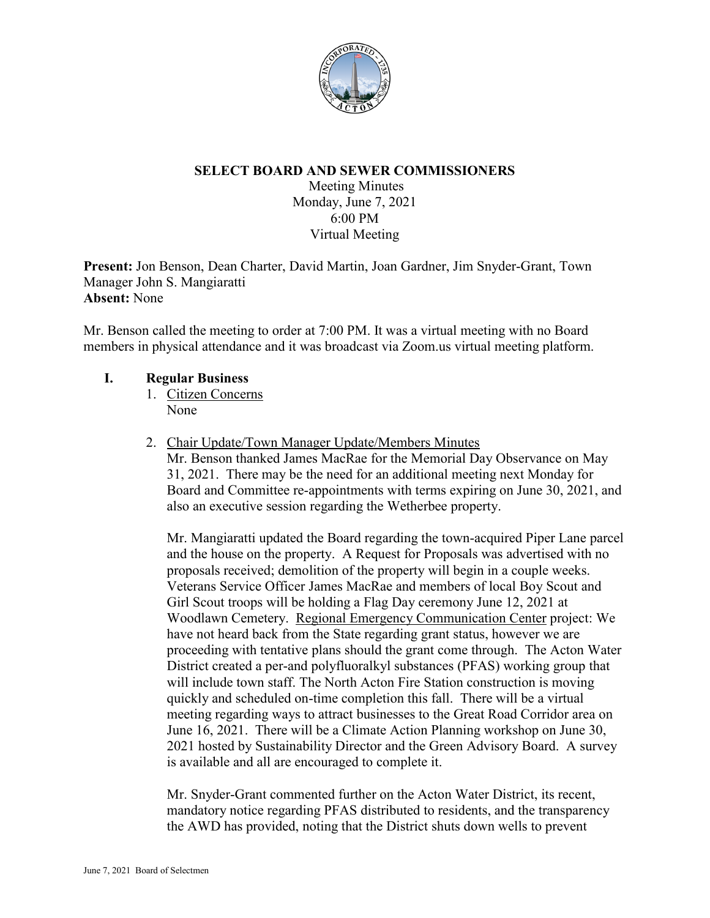**SELECT BOARD AND SEWER COMMISSIONERS**

Meeting Minutes
Monday, June 7, 2021
6:00 PM
Virtual Meeting

**Present:** Jon Benson, Dean Charter, David Martin, Joan Gardner, Jim Snyder-Grant, Town Manager John S. Mangiaratti
**Absent:** None

Mr. Benson called the meeting to order at 7:00 PM. It was a virtual meeting with no Board members in physical attendance and it was broadcast via Zoom.us virtual meeting platform.

## I. Regular Business

1. Citizen Concerns
   None

2. Chair Update/Town Manager Update/Members Minutes
   Mr. Benson thanked James MacRae for the Memorial Day Observance on May 31, 2021. There may be the need for an additional meeting next Monday for Board and Committee re-appointments with terms expiring on June 30, 2021, and also an executive session regarding the Wetherbee property.

   Mr. Mangiaratti updated the Board regarding the town-acquired Piper Lane parcel and the house on the property. A Request for Proposals was advertised with no proposals received; demolition of the property will begin in a couple weeks. Veterans Service Officer James MacRae and members of local Boy Scout and Girl Scout troops will be holding a Flag Day ceremony June 12, 2021 at Woodlawn Cemetery. Regional Emergency Communication Center project: We have not heard back from the State regarding grant status, however we are proceeding with tentative plans should the grant come through. The Acton Water District created a per-and polyfluoralkyl substances (PFAS) working group that will include town staff. The North Acton Fire Station construction is moving quickly and scheduled on-time completion this fall. There will be a virtual meeting regarding ways to attract businesses to the Great Road Corridor area on June 16, 2021. There will be a Climate Action Planning workshop on June 30, 2021 hosted by Sustainability Director and the Green Advisory Board. A survey is available and all are encouraged to complete it.

   Mr. Snyder-Grant commented further on the Acton Water District, its recent, mandatory notice regarding PFAS distributed to residents, and the transparency the AWD has provided, noting that the District shuts down wells to prevent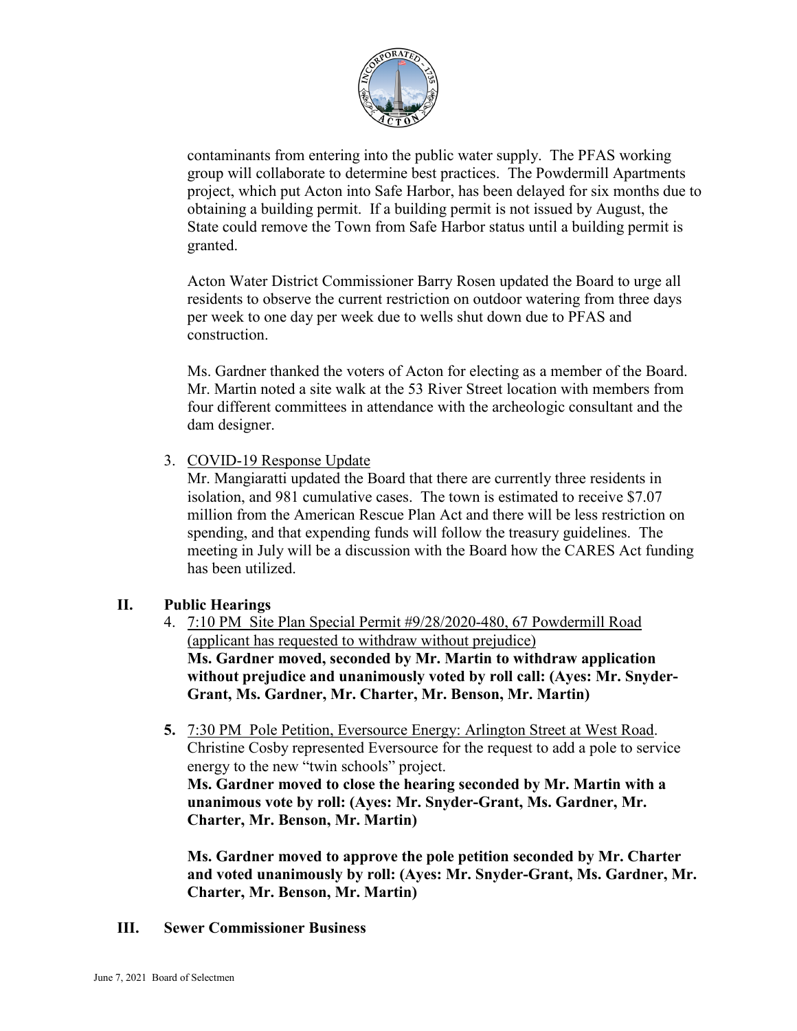contaminants from entering into the public water supply. The PFAS working group will collaborate to determine best practices. The Powdermill Apartments project, which put Acton into Safe Harbor, has been delayed for six months due to obtaining a building permit. If a building permit is not issued by August, the State could remove the Town from Safe Harbor status until a building permit is granted.

Acton Water District Commissioner Barry Rosen updated the Board to urge all residents to observe the current restriction on outdoor watering from three days per week to one day per week due to wells shut down due to PFAS and construction.

Ms. Gardner thanked the voters of Acton for electing as a member of the Board. Mr. Martin noted a site walk at the 53 River Street location with members from four different committees in attendance with the archeologic consultant and the dam designer.

3. COVID-19 Response Update

Mr. Mangiaratti updated the Board that there are currently three residents in isolation, and 981 cumulative cases. The town is estimated to receive $7.07 million from the American Rescue Plan Act and there will be less restriction on spending, and that expending funds will follow the treasury guidelines. The meeting in July will be a discussion with the Board how the CARES Act funding has been utilized.

## II. Public Hearings

4. 7:10 PM Site Plan Special Permit #9/28/2020-480, 67 Powdermill Road (applicant has requested to withdraw without prejudice)

**Ms. Gardner moved, seconded by Mr. Martin to withdraw application without prejudice and unanimously voted by roll call: (Ayes: Mr. Snyder-Grant, Ms. Gardner, Mr. Charter, Mr. Benson, Mr. Martin)**

**5.** 7:30 PM Pole Petition, Eversource Energy: Arlington Street at West Road.

Christine Cosby represented Eversource for the request to add a pole to service energy to the new "twin schools" project.

**Ms. Gardner moved to close the hearing seconded by Mr. Martin with a unanimous vote by roll: (Ayes: Mr. Snyder-Grant, Ms. Gardner, Mr. Charter, Mr. Benson, Mr. Martin)**

**Ms. Gardner moved to approve the pole petition seconded by Mr. Charter and voted unanimously by roll: (Ayes: Mr. Snyder-Grant, Ms. Gardner, Mr. Charter, Mr. Benson, Mr. Martin)**

## III. Sewer Commissioner Business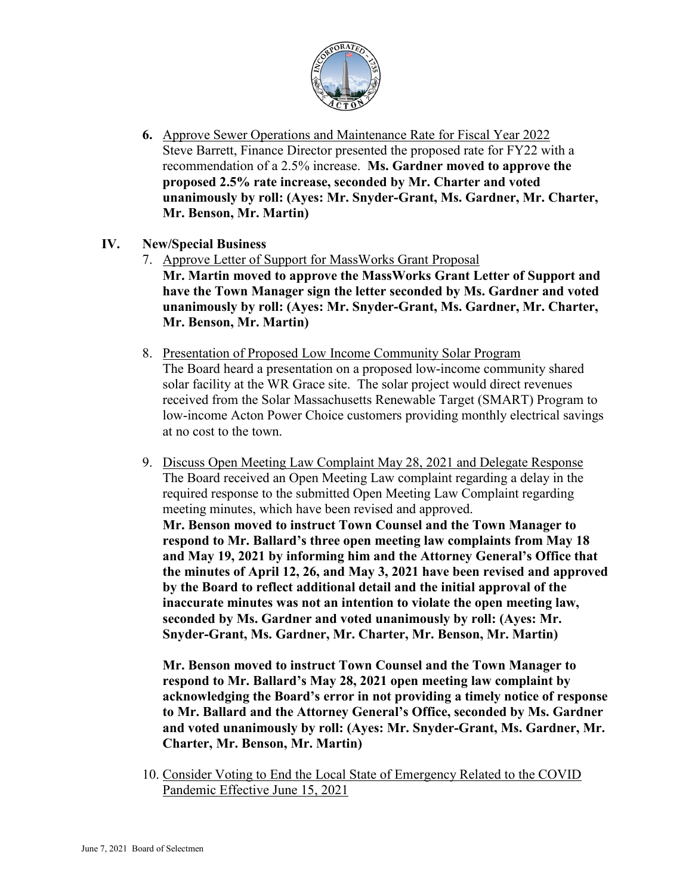6. <u>Approve Sewer Operations and Maintenance Rate for Fiscal Year 2022</u>
   Steve Barrett, Finance Director presented the proposed rate for FY22 with a recommendation of a 2.5% increase. **Ms. Gardner moved to approve the proposed 2.5% rate increase, seconded by Mr. Charter and voted unanimously by roll: (Ayes: Mr. Snyder-Grant, Ms. Gardner, Mr. Charter, Mr. Benson, Mr. Martin)**

## IV. New/Special Business

7. <u>Approve Letter of Support for MassWorks Grant Proposal</u>
   **Mr. Martin moved to approve the MassWorks Grant Letter of Support and have the Town Manager sign the letter seconded by Ms. Gardner and voted unanimously by roll: (Ayes: Mr. Snyder-Grant, Ms. Gardner, Mr. Charter, Mr. Benson, Mr. Martin)**

8. <u>Presentation of Proposed Low Income Community Solar Program</u>
   The Board heard a presentation on a proposed low-income community shared solar facility at the WR Grace site. The solar project would direct revenues received from the Solar Massachusetts Renewable Target (SMART) Program to low-income Acton Power Choice customers providing monthly electrical savings at no cost to the town.

9. <u>Discuss Open Meeting Law Complaint May 28, 2021 and Delegate Response</u>
   The Board received an Open Meeting Law complaint regarding a delay in the required response to the submitted Open Meeting Law Complaint regarding meeting minutes, which have been revised and approved.
   **Mr. Benson moved to instruct Town Counsel and the Town Manager to respond to Mr. Ballard's three open meeting law complaints from May 18 and May 19, 2021 by informing him and the Attorney General's Office that the minutes of April 12, 26, and May 3, 2021 have been revised and approved by the Board to reflect additional detail and the initial approval of the inaccurate minutes was not an intention to violate the open meeting law, seconded by Ms. Gardner and voted unanimously by roll: (Ayes: Mr. Snyder-Grant, Ms. Gardner, Mr. Charter, Mr. Benson, Mr. Martin)**

   **Mr. Benson moved to instruct Town Counsel and the Town Manager to respond to Mr. Ballard's May 28, 2021 open meeting law complaint by acknowledging the Board's error in not providing a timely notice of response to Mr. Ballard and the Attorney General's Office, seconded by Ms. Gardner and voted unanimously by roll: (Ayes: Mr. Snyder-Grant, Ms. Gardner, Mr. Charter, Mr. Benson, Mr. Martin)**

10. <u>Consider Voting to End the Local State of Emergency Related to the COVID Pandemic Effective June 15, 2021</u>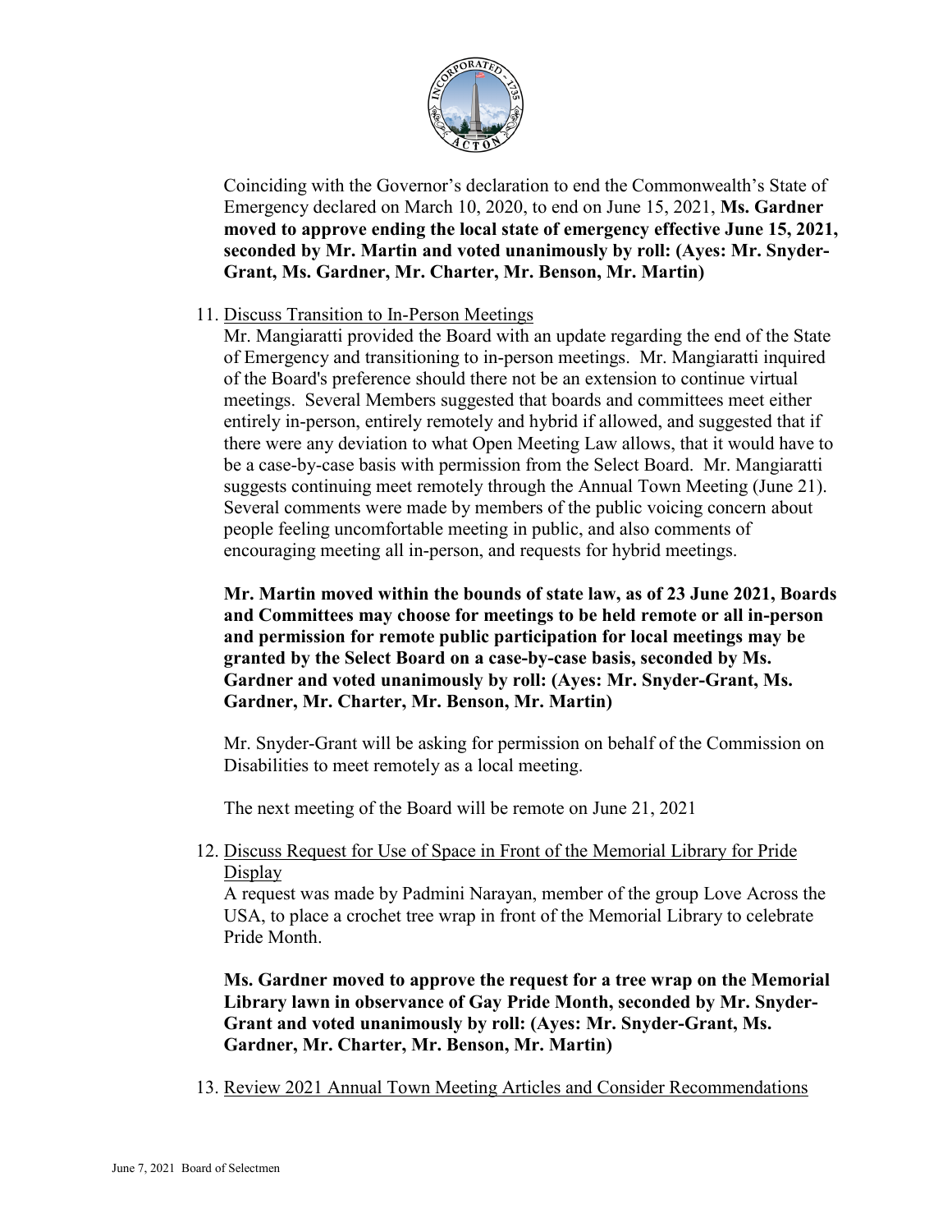Coinciding with the Governor's declaration to end the Commonwealth's State of Emergency declared on March 10, 2020, to end on June 15, 2021, **Ms. Gardner moved to approve ending the local state of emergency effective June 15, 2021, seconded by Mr. Martin and voted unanimously by roll: (Ayes: Mr. Snyder-Grant, Ms. Gardner, Mr. Charter, Mr. Benson, Mr. Martin)**

11. Discuss Transition to In-Person Meetings

    Mr. Mangiaratti provided the Board with an update regarding the end of the State of Emergency and transitioning to in-person meetings. Mr. Mangiaratti inquired of the Board's preference should there not be an extension to continue virtual meetings. Several Members suggested that boards and committees meet either entirely in-person, entirely remotely and hybrid if allowed, and suggested that if there were any deviation to what Open Meeting Law allows, that it would have to be a case-by-case basis with permission from the Select Board. Mr. Mangiaratti suggests continuing meet remotely through the Annual Town Meeting (June 21). Several comments were made by members of the public voicing concern about people feeling uncomfortable meeting in public, and also comments of encouraging meeting all in-person, and requests for hybrid meetings.

    **Mr. Martin moved within the bounds of state law, as of 23 June 2021, Boards and Committees may choose for meetings to be held remote or all in-person and permission for remote public participation for local meetings may be granted by the Select Board on a case-by-case basis, seconded by Ms. Gardner and voted unanimously by roll: (Ayes: Mr. Snyder-Grant, Ms. Gardner, Mr. Charter, Mr. Benson, Mr. Martin)**

    Mr. Snyder-Grant will be asking for permission on behalf of the Commission on Disabilities to meet remotely as a local meeting.

    The next meeting of the Board will be remote on June 21, 2021

12. Discuss Request for Use of Space in Front of the Memorial Library for Pride Display

    A request was made by Padmini Narayan, member of the group Love Across the USA, to place a crochet tree wrap in front of the Memorial Library to celebrate Pride Month.

    **Ms. Gardner moved to approve the request for a tree wrap on the Memorial Library lawn in observance of Gay Pride Month, seconded by Mr. Snyder-Grant and voted unanimously by roll: (Ayes: Mr. Snyder-Grant, Ms. Gardner, Mr. Charter, Mr. Benson, Mr. Martin)**

13. Review 2021 Annual Town Meeting Articles and Consider Recommendations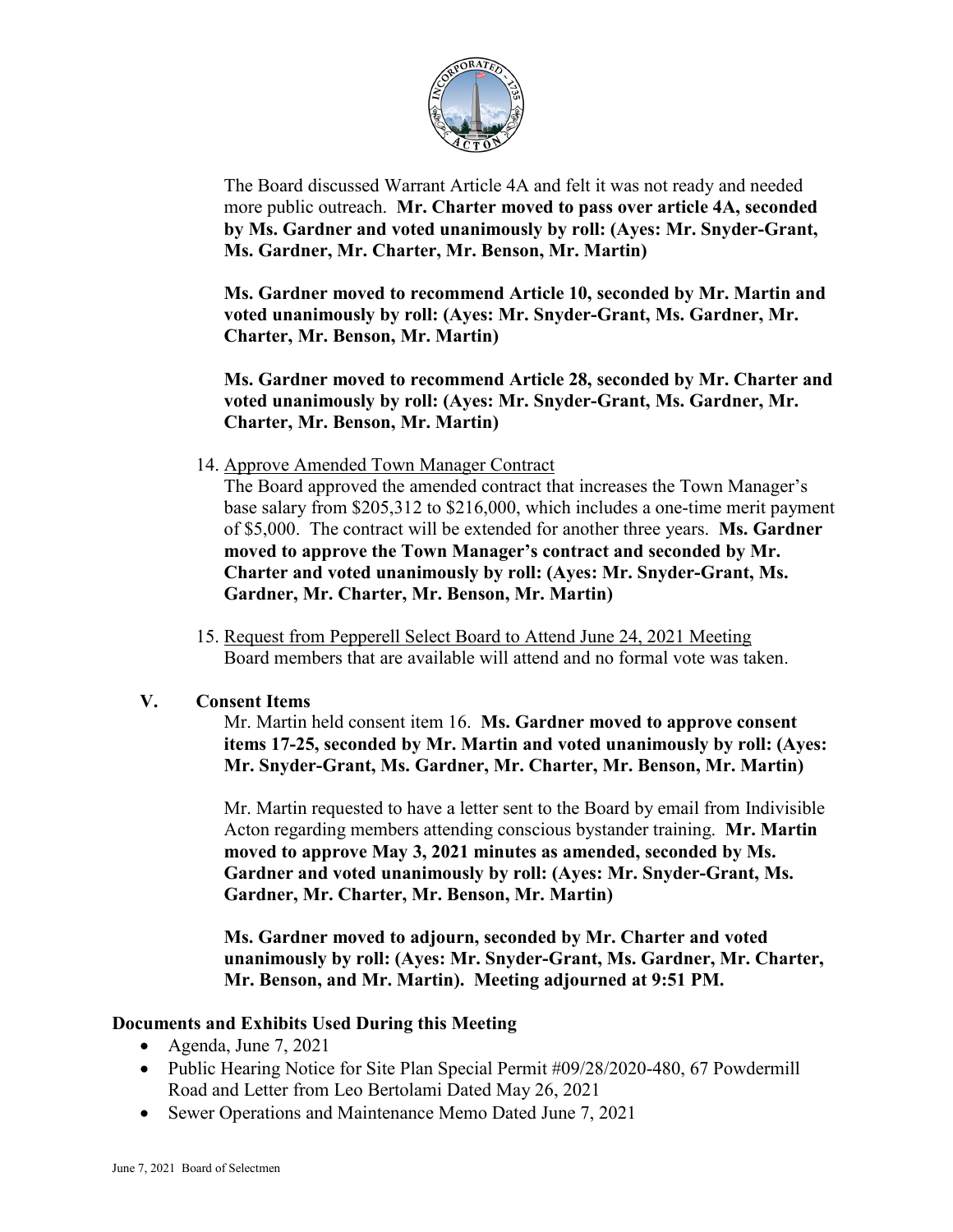The Board discussed Warrant Article 4A and felt it was not ready and needed more public outreach. **Mr. Charter moved to pass over article 4A, seconded by Ms. Gardner and voted unanimously by roll: (Ayes: Mr. Snyder-Grant, Ms. Gardner, Mr. Charter, Mr. Benson, Mr. Martin)**

**Ms. Gardner moved to recommend Article 10, seconded by Mr. Martin and voted unanimously by roll: (Ayes: Mr. Snyder-Grant, Ms. Gardner, Mr. Charter, Mr. Benson, Mr. Martin)**

**Ms. Gardner moved to recommend Article 28, seconded by Mr. Charter and voted unanimously by roll: (Ayes: Mr. Snyder-Grant, Ms. Gardner, Mr. Charter, Mr. Benson, Mr. Martin)**

14. Approve Amended Town Manager Contract
    The Board approved the amended contract that increases the Town Manager's base salary from $205,312 to $216,000, which includes a one-time merit payment of $5,000. The contract will be extended for another three years. **Ms. Gardner moved to approve the Town Manager's contract and seconded by Mr. Charter and voted unanimously by roll: (Ayes: Mr. Snyder-Grant, Ms. Gardner, Mr. Charter, Mr. Benson, Mr. Martin)**

15. Request from Pepperell Select Board to Attend June 24, 2021 Meeting
    Board members that are available will attend and no formal vote was taken.

## V. Consent Items

Mr. Martin held consent item 16. **Ms. Gardner moved to approve consent items 17-25, seconded by Mr. Martin and voted unanimously by roll: (Ayes: Mr. Snyder-Grant, Ms. Gardner, Mr. Charter, Mr. Benson, Mr. Martin)**

Mr. Martin requested to have a letter sent to the Board by email from Indivisible Acton regarding members attending conscious bystander training. **Mr. Martin moved to approve May 3, 2021 minutes as amended, seconded by Ms. Gardner and voted unanimously by roll: (Ayes: Mr. Snyder-Grant, Ms. Gardner, Mr. Charter, Mr. Benson, Mr. Martin)**

**Ms. Gardner moved to adjourn, seconded by Mr. Charter and voted unanimously by roll: (Ayes: Mr. Snyder-Grant, Ms. Gardner, Mr. Charter, Mr. Benson, and Mr. Martin). Meeting adjourned at 9:51 PM.**

## Documents and Exhibits Used During this Meeting

- Agenda, June 7, 2021
- Public Hearing Notice for Site Plan Special Permit #09/28/2020-480, 67 Powdermill Road and Letter from Leo Bertolami Dated May 26, 2021
- Sewer Operations and Maintenance Memo Dated June 7, 2021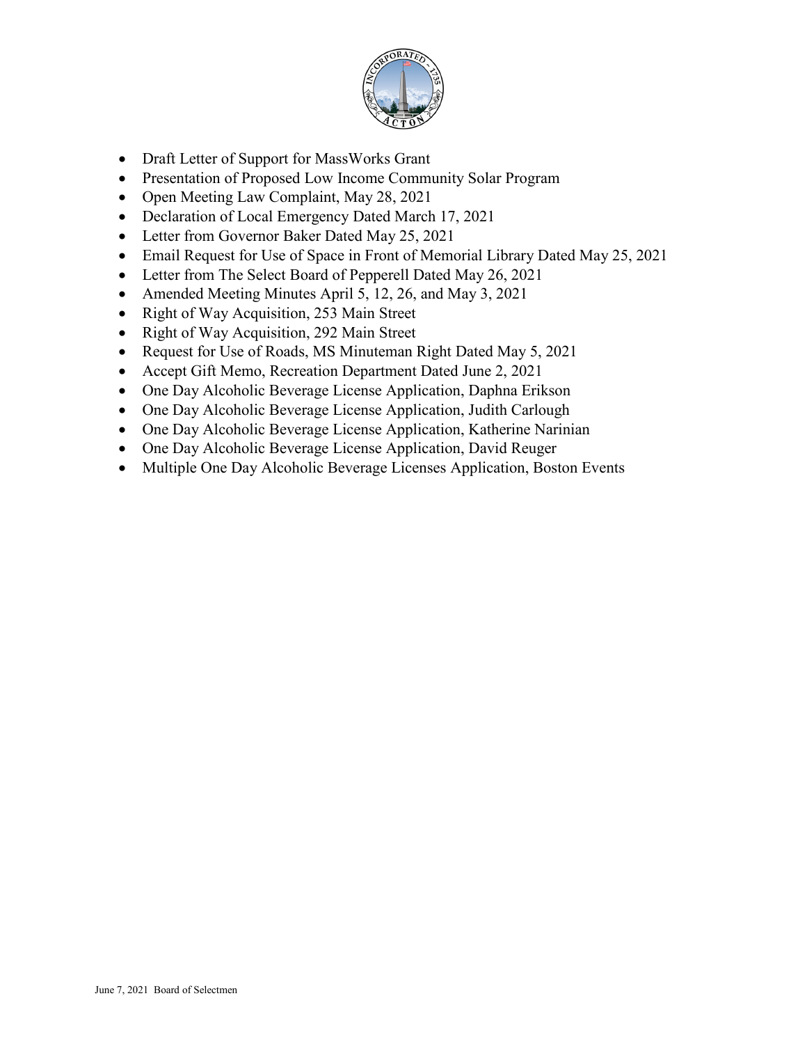- Draft Letter of Support for MassWorks Grant
- Presentation of Proposed Low Income Community Solar Program
- Open Meeting Law Complaint, May 28, 2021
- Declaration of Local Emergency Dated March 17, 2021
- Letter from Governor Baker Dated May 25, 2021
- Email Request for Use of Space in Front of Memorial Library Dated May 25, 2021
- Letter from The Select Board of Pepperell Dated May 26, 2021
- Amended Meeting Minutes April 5, 12, 26, and May 3, 2021
- Right of Way Acquisition, 253 Main Street
- Right of Way Acquisition, 292 Main Street
- Request for Use of Roads, MS Minuteman Right Dated May 5, 2021
- Accept Gift Memo, Recreation Department Dated June 2, 2021
- One Day Alcoholic Beverage License Application, Daphna Erikson
- One Day Alcoholic Beverage License Application, Judith Carlough
- One Day Alcoholic Beverage License Application, Katherine Narinian
- One Day Alcoholic Beverage License Application, David Reuger
- Multiple One Day Alcoholic Beverage Licenses Application, Boston Events